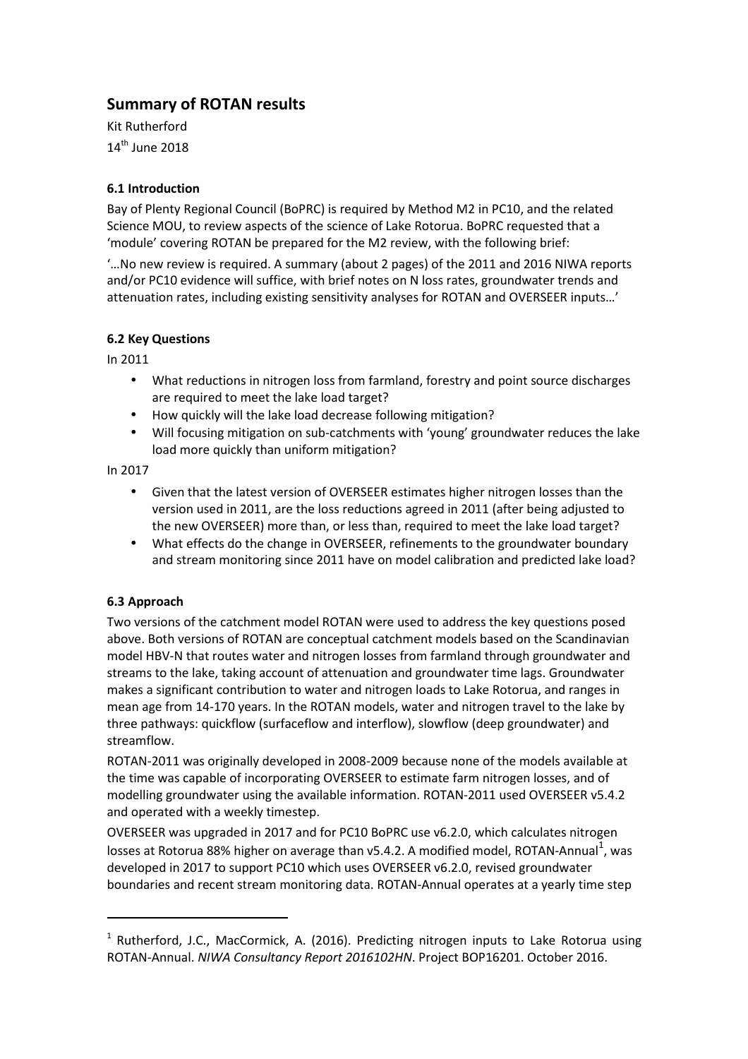# Summary of ROTAN results

Kit Rutherford

14th June 2018

### 6.1 Introduction

Bay of Plenty Regional Council (BoPRC) is required by Method M2 in PC10, and the related Science MOU, to review aspects of the science of Lake Rotorua. BoPRC requested that a 'module' covering ROTAN be prepared for the M2 review, with the following brief:

'…No new review is required. A summary (about 2 pages) of the 2011 and 2016 NIWA reports and/or PC10 evidence will suffice, with brief notes on N loss rates, groundwater trends and attenuation rates, including existing sensitivity analyses for ROTAN and OVERSEER inputs…'

### 6.2 Key Questions

In 2011

- What reductions in nitrogen loss from farmland, forestry and point source discharges are required to meet the lake load target?
- How quickly will the lake load decrease following mitigation?
- Will focusing mitigation on sub-catchments with 'young' groundwater reduces the lake load more quickly than uniform mitigation?

In 2017

- Given that the latest version of OVERSEER estimates higher nitrogen losses than the version used in 2011, are the loss reductions agreed in 2011 (after being adjusted to the new OVERSEER) more than, or less than, required to meet the lake load target?
- What effects do the change in OVERSEER, refinements to the groundwater boundary and stream monitoring since 2011 have on model calibration and predicted lake load?

### 6.3 Approach

Two versions of the catchment model ROTAN were used to address the key questions posed above. Both versions of ROTAN are conceptual catchment models based on the Scandinavian model HBV-N that routes water and nitrogen losses from farmland through groundwater and streams to the lake, taking account of attenuation and groundwater time lags. Groundwater makes a significant contribution to water and nitrogen loads to Lake Rotorua, and ranges in mean age from 14-170 years. In the ROTAN models, water and nitrogen travel to the lake by three pathways: quickflow (surfaceflow and interflow), slowflow (deep groundwater) and streamflow.

ROTAN-2011 was originally developed in 2008-2009 because none of the models available at the time was capable of incorporating OVERSEER to estimate farm nitrogen losses, and of modelling groundwater using the available information. ROTAN-2011 used OVERSEER v5.4.2 and operated with a weekly timestep.

OVERSEER was upgraded in 2017 and for PC10 BoPRC use v6.2.0, which calculates nitrogen losses at Rotorua 88% higher on average than v5.4.2. A modified model, ROTAN-Annual[1], was developed in 2017 to support PC10 which uses OVERSEER v6.2.0, revised groundwater boundaries and recent stream monitoring data. ROTAN-Annual operates at a yearly time step

[1] Rutherford, J.C., MacCormick, A. (2016). Predicting nitrogen inputs to Lake Rotorua using ROTAN-Annual. *NIWA Consultancy Report 2016102HN*. Project BOP16201. October 2016.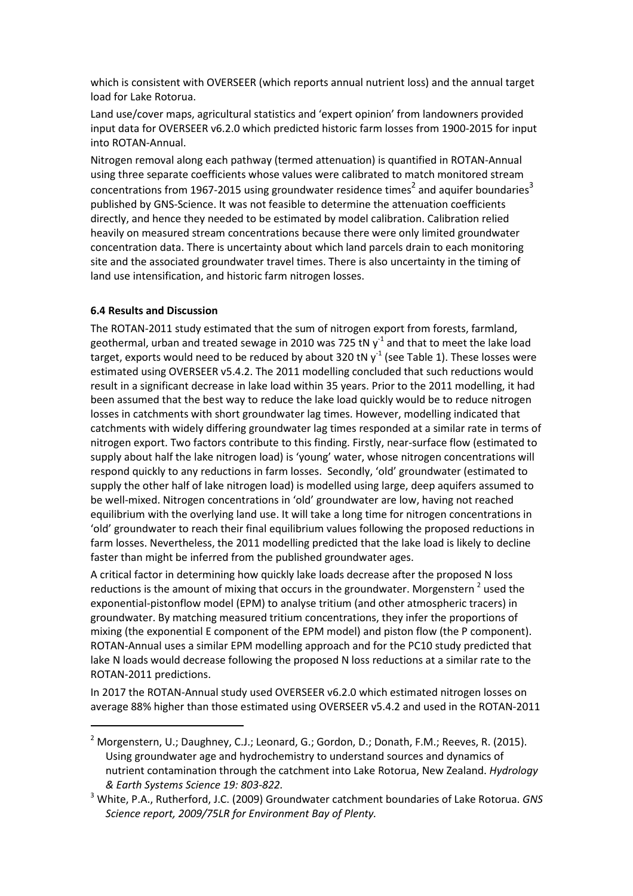which is consistent with OVERSEER (which reports annual nutrient loss) and the annual target load for Lake Rotorua.

Land use/cover maps, agricultural statistics and 'expert opinion' from landowners provided input data for OVERSEER v6.2.0 which predicted historic farm losses from 1900-2015 for input into ROTAN-Annual.

Nitrogen removal along each pathway (termed attenuation) is quantified in ROTAN-Annual using three separate coefficients whose values were calibrated to match monitored stream concentrations from 1967-2015 using groundwater residence times[2] and aquifer boundaries[3] published by GNS-Science. It was not feasible to determine the attenuation coefficients directly, and hence they needed to be estimated by model calibration. Calibration relied heavily on measured stream concentrations because there were only limited groundwater concentration data. There is uncertainty about which land parcels drain to each monitoring site and the associated groundwater travel times. There is also uncertainty in the timing of land use intensification, and historic farm nitrogen losses.

### 6.4 Results and Discussion

The ROTAN-2011 study estimated that the sum of nitrogen export from forests, farmland, geothermal, urban and treated sewage in 2010 was 725 tN $y^{-1}$ and that to meet the lake load target, exports would need to be reduced by about 320 tN $y^{-1}$ (see Table 1). These losses were estimated using OVERSEER v5.4.2. The 2011 modelling concluded that such reductions would result in a significant decrease in lake load within 35 years. Prior to the 2011 modelling, it had been assumed that the best way to reduce the lake load quickly would be to reduce nitrogen losses in catchments with short groundwater lag times. However, modelling indicated that catchments with widely differing groundwater lag times responded at a similar rate in terms of nitrogen export. Two factors contribute to this finding. Firstly, near-surface flow (estimated to supply about half the lake nitrogen load) is 'young' water, whose nitrogen concentrations will respond quickly to any reductions in farm losses. Secondly, 'old' groundwater (estimated to supply the other half of lake nitrogen load) is modelled using large, deep aquifers assumed to be well-mixed. Nitrogen concentrations in 'old' groundwater are low, having not reached equilibrium with the overlying land use. It will take a long time for nitrogen concentrations in 'old' groundwater to reach their final equilibrium values following the proposed reductions in farm losses. Nevertheless, the 2011 modelling predicted that the lake load is likely to decline faster than might be inferred from the published groundwater ages.

A critical factor in determining how quickly lake loads decrease after the proposed N loss reductions is the amount of mixing that occurs in the groundwater. Morgenstern [2] used the exponential-pistonflow model (EPM) to analyse tritium (and other atmospheric tracers) in groundwater. By matching measured tritium concentrations, they infer the proportions of mixing (the exponential E component of the EPM model) and piston flow (the P component). ROTAN-Annual uses a similar EPM modelling approach and for the PC10 study predicted that lake N loads would decrease following the proposed N loss reductions at a similar rate to the ROTAN-2011 predictions.

In 2017 the ROTAN-Annual study used OVERSEER v6.2.0 which estimated nitrogen losses on average 88% higher than those estimated using OVERSEER v5.4.2 and used in the ROTAN-2011

---

[2] Morgenstern, U.; Daughney, C.J.; Leonard, G.; Gordon, D.; Donath, F.M.; Reeves, R. (2015). Using groundwater age and hydrochemistry to understand sources and dynamics of nutrient contamination through the catchment into Lake Rotorua, New Zealand. *Hydrology & Earth Systems Science 19: 803-822.*

[3] White, P.A., Rutherford, J.C. (2009) Groundwater catchment boundaries of Lake Rotorua. *GNS Science report, 2009/75LR for Environment Bay of Plenty.*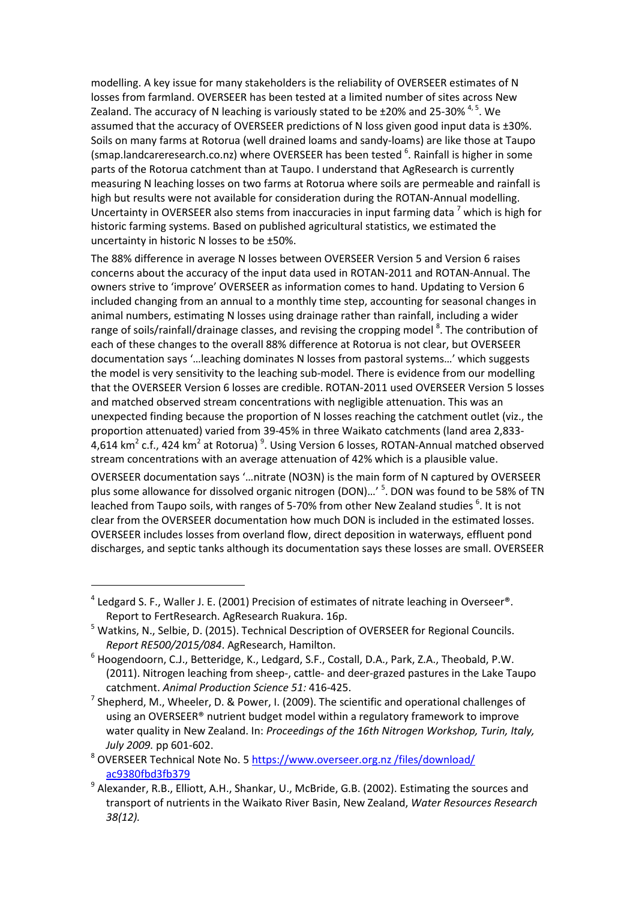modelling. A key issue for many stakeholders is the reliability of OVERSEER estimates of N losses from farmland. OVERSEER has been tested at a limited number of sites across New Zealand. The accuracy of N leaching is variously stated to be ±20% and 25-30% [4, 5]. We assumed that the accuracy of OVERSEER predictions of N loss given good input data is ±30%. Soils on many farms at Rotorua (well drained loams and sandy-loams) are like those at Taupo (smap.landcareresearch.co.nz) where OVERSEER has been tested [6]. Rainfall is higher in some parts of the Rotorua catchment than at Taupo. I understand that AgResearch is currently measuring N leaching losses on two farms at Rotorua where soils are permeable and rainfall is high but results were not available for consideration during the ROTAN-Annual modelling. Uncertainty in OVERSEER also stems from inaccuracies in input farming data [7] which is high for historic farming systems. Based on published agricultural statistics, we estimated the uncertainty in historic N losses to be ±50%.

The 88% difference in average N losses between OVERSEER Version 5 and Version 6 raises concerns about the accuracy of the input data used in ROTAN-2011 and ROTAN-Annual. The owners strive to 'improve' OVERSEER as information comes to hand. Updating to Version 6 included changing from an annual to a monthly time step, accounting for seasonal changes in animal numbers, estimating N losses using drainage rather than rainfall, including a wider range of soils/rainfall/drainage classes, and revising the cropping model [8]. The contribution of each of these changes to the overall 88% difference at Rotorua is not clear, but OVERSEER documentation says '…leaching dominates N losses from pastoral systems…' which suggests the model is very sensitivity to the leaching sub-model. There is evidence from our modelling that the OVERSEER Version 6 losses are credible. ROTAN-2011 used OVERSEER Version 5 losses and matched observed stream concentrations with negligible attenuation. This was an unexpected finding because the proportion of N losses reaching the catchment outlet (viz., the proportion attenuated) varied from 39-45% in three Waikato catchments (land area 2,833-4,614 km$^2$ c.f., 424 km$^2$ at Rotorua) [9]. Using Version 6 losses, ROTAN-Annual matched observed stream concentrations with an average attenuation of 42% which is a plausible value.

OVERSEER documentation says '…nitrate (NO3N) is the main form of N captured by OVERSEER plus some allowance for dissolved organic nitrogen (DON)…' [5]. DON was found to be 58% of TN leached from Taupo soils, with ranges of 5-70% from other New Zealand studies [6]. It is not clear from the OVERSEER documentation how much DON is included in the estimated losses. OVERSEER includes losses from overland flow, direct deposition in waterways, effluent pond discharges, and septic tanks although its documentation says these losses are small. OVERSEER

---

[4] Ledgard S. F., Waller J. E. (2001) Precision of estimates of nitrate leaching in Overseer®. Report to FertResearch. AgResearch Ruakura. 16p.

[5] Watkins, N., Selbie, D. (2015). Technical Description of OVERSEER for Regional Councils. *Report RE500/2015/084*. AgResearch, Hamilton.

[6] Hoogendoorn, C.J., Betteridge, K., Ledgard, S.F., Costall, D.A., Park, Z.A., Theobald, P.W. (2011). Nitrogen leaching from sheep-, cattle- and deer-grazed pastures in the Lake Taupo catchment. *Animal Production Science 51:* 416-425.

[7] Shepherd, M., Wheeler, D. & Power, I. (2009). The scientific and operational challenges of using an OVERSEER® nutrient budget model within a regulatory framework to improve water quality in New Zealand. In: *Proceedings of the 16th Nitrogen Workshop, Turin, Italy, July 2009.* pp 601-602.

[8] OVERSEER Technical Note No. 5 https://www.overseer.org.nz /files/download/ac9380fbd3fb379

[9] Alexander, R.B., Elliott, A.H., Shankar, U., McBride, G.B. (2002). Estimating the sources and transport of nutrients in the Waikato River Basin, New Zealand, *Water Resources Research 38(12).*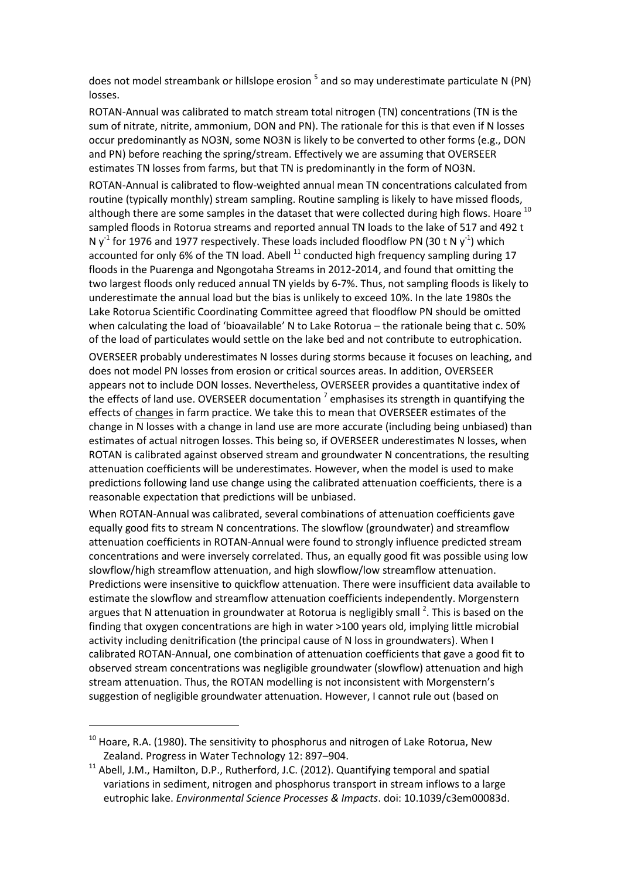does not model streambank or hillslope erosion [5] and so may underestimate particulate N (PN) losses.

ROTAN-Annual was calibrated to match stream total nitrogen (TN) concentrations (TN is the sum of nitrate, nitrite, ammonium, DON and PN). The rationale for this is that even if N losses occur predominantly as NO3N, some NO3N is likely to be converted to other forms (e.g., DON and PN) before reaching the spring/stream. Effectively we are assuming that OVERSEER estimates TN losses from farms, but that TN is predominantly in the form of NO3N.

ROTAN-Annual is calibrated to flow-weighted annual mean TN concentrations calculated from routine (typically monthly) stream sampling. Routine sampling is likely to have missed floods, although there are some samples in the dataset that were collected during high flows. Hoare [10] sampled floods in Rotorua streams and reported annual TN loads to the lake of 517 and 492 t N $y^{-1}$ for 1976 and 1977 respectively. These loads included floodflow PN (30 t N $y^{-1}$) which accounted for only 6% of the TN load. Abell [11] conducted high frequency sampling during 17 floods in the Puarenga and Ngongotaha Streams in 2012-2014, and found that omitting the two largest floods only reduced annual TN yields by 6-7%. Thus, not sampling floods is likely to underestimate the annual load but the bias is unlikely to exceed 10%. In the late 1980s the Lake Rotorua Scientific Coordinating Committee agreed that floodflow PN should be omitted when calculating the load of 'bioavailable' N to Lake Rotorua – the rationale being that c. 50% of the load of particulates would settle on the lake bed and not contribute to eutrophication.

OVERSEER probably underestimates N losses during storms because it focuses on leaching, and does not model PN losses from erosion or critical sources areas. In addition, OVERSEER appears not to include DON losses. Nevertheless, OVERSEER provides a quantitative index of the effects of land use. OVERSEER documentation [7] emphasises its strength in quantifying the effects of <u>changes</u> in farm practice. We take this to mean that OVERSEER estimates of the change in N losses with a change in land use are more accurate (including being unbiased) than estimates of actual nitrogen losses. This being so, if OVERSEER underestimates N losses, when ROTAN is calibrated against observed stream and groundwater N concentrations, the resulting attenuation coefficients will be underestimates. However, when the model is used to make predictions following land use change using the calibrated attenuation coefficients, there is a reasonable expectation that predictions will be unbiased.

When ROTAN-Annual was calibrated, several combinations of attenuation coefficients gave equally good fits to stream N concentrations. The slowflow (groundwater) and streamflow attenuation coefficients in ROTAN-Annual were found to strongly influence predicted stream concentrations and were inversely correlated. Thus, an equally good fit was possible using low slowflow/high streamflow attenuation, and high slowflow/low streamflow attenuation. Predictions were insensitive to quickflow attenuation. There were insufficient data available to estimate the slowflow and streamflow attenuation coefficients independently. Morgenstern argues that N attenuation in groundwater at Rotorua is negligibly small [2]. This is based on the finding that oxygen concentrations are high in water >100 years old, implying little microbial activity including denitrification (the principal cause of N loss in groundwaters). When I calibrated ROTAN-Annual, one combination of attenuation coefficients that gave a good fit to observed stream concentrations was negligible groundwater (slowflow) attenuation and high stream attenuation. Thus, the ROTAN modelling is not inconsistent with Morgenstern's suggestion of negligible groundwater attenuation. However, I cannot rule out (based on

[10] Hoare, R.A. (1980). The sensitivity to phosphorus and nitrogen of Lake Rotorua, New Zealand. Progress in Water Technology 12: 897–904.

[11] Abell, J.M., Hamilton, D.P., Rutherford, J.C. (2012). Quantifying temporal and spatial variations in sediment, nitrogen and phosphorus transport in stream inflows to a large eutrophic lake. *Environmental Science Processes & Impacts*. doi: 10.1039/c3em00083d.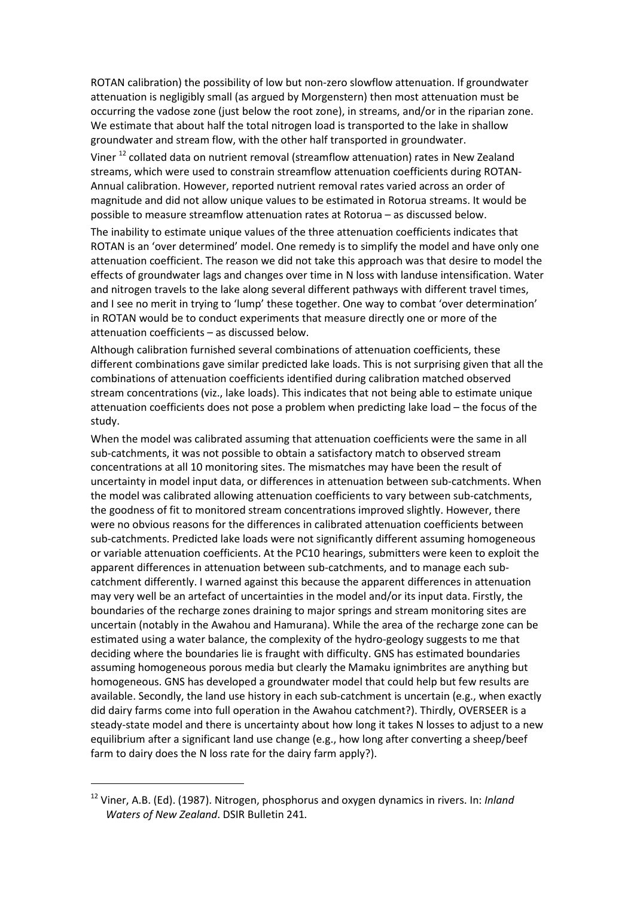ROTAN calibration) the possibility of low but non-zero slowflow attenuation. If groundwater attenuation is negligibly small (as argued by Morgenstern) then most attenuation must be occurring the vadose zone (just below the root zone), in streams, and/or in the riparian zone. We estimate that about half the total nitrogen load is transported to the lake in shallow groundwater and stream flow, with the other half transported in groundwater.

Viner [12] collated data on nutrient removal (streamflow attenuation) rates in New Zealand streams, which were used to constrain streamflow attenuation coefficients during ROTAN-Annual calibration. However, reported nutrient removal rates varied across an order of magnitude and did not allow unique values to be estimated in Rotorua streams. It would be possible to measure streamflow attenuation rates at Rotorua – as discussed below.

The inability to estimate unique values of the three attenuation coefficients indicates that ROTAN is an 'over determined' model. One remedy is to simplify the model and have only one attenuation coefficient. The reason we did not take this approach was that desire to model the effects of groundwater lags and changes over time in N loss with landuse intensification. Water and nitrogen travels to the lake along several different pathways with different travel times, and I see no merit in trying to 'lump' these together. One way to combat 'over determination' in ROTAN would be to conduct experiments that measure directly one or more of the attenuation coefficients – as discussed below.

Although calibration furnished several combinations of attenuation coefficients, these different combinations gave similar predicted lake loads. This is not surprising given that all the combinations of attenuation coefficients identified during calibration matched observed stream concentrations (viz., lake loads). This indicates that not being able to estimate unique attenuation coefficients does not pose a problem when predicting lake load – the focus of the study.

When the model was calibrated assuming that attenuation coefficients were the same in all sub-catchments, it was not possible to obtain a satisfactory match to observed stream concentrations at all 10 monitoring sites. The mismatches may have been the result of uncertainty in model input data, or differences in attenuation between sub-catchments. When the model was calibrated allowing attenuation coefficients to vary between sub-catchments, the goodness of fit to monitored stream concentrations improved slightly. However, there were no obvious reasons for the differences in calibrated attenuation coefficients between sub-catchments. Predicted lake loads were not significantly different assuming homogeneous or variable attenuation coefficients. At the PC10 hearings, submitters were keen to exploit the apparent differences in attenuation between sub-catchments, and to manage each sub-catchment differently. I warned against this because the apparent differences in attenuation may very well be an artefact of uncertainties in the model and/or its input data. Firstly, the boundaries of the recharge zones draining to major springs and stream monitoring sites are uncertain (notably in the Awahou and Hamurana). While the area of the recharge zone can be estimated using a water balance, the complexity of the hydro-geology suggests to me that deciding where the boundaries lie is fraught with difficulty. GNS has estimated boundaries assuming homogeneous porous media but clearly the Mamaku ignimbrites are anything but homogeneous. GNS has developed a groundwater model that could help but few results are available. Secondly, the land use history in each sub-catchment is uncertain (e.g., when exactly did dairy farms come into full operation in the Awahou catchment?). Thirdly, OVERSEER is a steady-state model and there is uncertainty about how long it takes N losses to adjust to a new equilibrium after a significant land use change (e.g., how long after converting a sheep/beef farm to dairy does the N loss rate for the dairy farm apply?).

---

[12] Viner, A.B. (Ed). (1987). Nitrogen, phosphorus and oxygen dynamics in rivers. In: *Inland Waters of New Zealand*. DSIR Bulletin 241.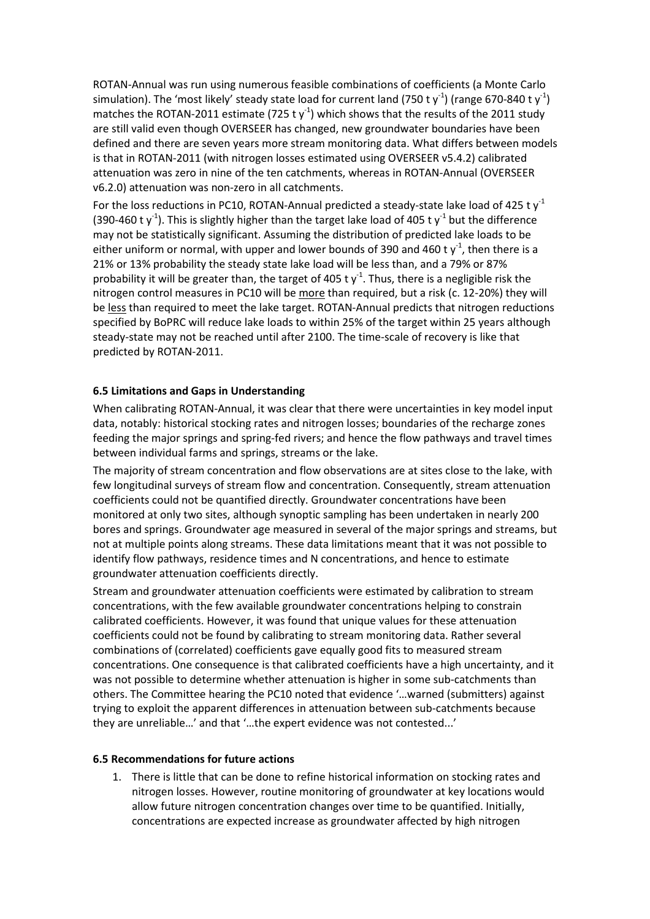ROTAN-Annual was run using numerous feasible combinations of coefficients (a Monte Carlo simulation). The 'most likely' steady state load for current land (750 t $y^{-1}$) (range 670-840 t $y^{-1}$) matches the ROTAN-2011 estimate (725 t $y^{-1}$) which shows that the results of the 2011 study are still valid even though OVERSEER has changed, new groundwater boundaries have been defined and there are seven years more stream monitoring data. What differs between models is that in ROTAN-2011 (with nitrogen losses estimated using OVERSEER v5.4.2) calibrated attenuation was zero in nine of the ten catchments, whereas in ROTAN-Annual (OVERSEER v6.2.0) attenuation was non-zero in all catchments.

For the loss reductions in PC10, ROTAN-Annual predicted a steady-state lake load of 425 t $y^{-1}$ (390-460 t $y^{-1}$). This is slightly higher than the target lake load of 405 t $y^{-1}$ but the difference may not be statistically significant. Assuming the distribution of predicted lake loads to be either uniform or normal, with upper and lower bounds of 390 and 460 t $y^{-1}$, then there is a 21% or 13% probability the steady state lake load will be less than, and a 79% or 87% probability it will be greater than, the target of 405 t $y^{-1}$. Thus, there is a negligible risk the nitrogen control measures in PC10 will be more than required, but a risk (c. 12-20%) they will be less than required to meet the lake target. ROTAN-Annual predicts that nitrogen reductions specified by BoPRC will reduce lake loads to within 25% of the target within 25 years although steady-state may not be reached until after 2100. The time-scale of recovery is like that predicted by ROTAN-2011.

### 6.5 Limitations and Gaps in Understanding

When calibrating ROTAN-Annual, it was clear that there were uncertainties in key model input data, notably: historical stocking rates and nitrogen losses; boundaries of the recharge zones feeding the major springs and spring-fed rivers; and hence the flow pathways and travel times between individual farms and springs, streams or the lake.

The majority of stream concentration and flow observations are at sites close to the lake, with few longitudinal surveys of stream flow and concentration. Consequently, stream attenuation coefficients could not be quantified directly. Groundwater concentrations have been monitored at only two sites, although synoptic sampling has been undertaken in nearly 200 bores and springs. Groundwater age measured in several of the major springs and streams, but not at multiple points along streams. These data limitations meant that it was not possible to identify flow pathways, residence times and N concentrations, and hence to estimate groundwater attenuation coefficients directly.

Stream and groundwater attenuation coefficients were estimated by calibration to stream concentrations, with the few available groundwater concentrations helping to constrain calibrated coefficients. However, it was found that unique values for these attenuation coefficients could not be found by calibrating to stream monitoring data. Rather several combinations of (correlated) coefficients gave equally good fits to measured stream concentrations. One consequence is that calibrated coefficients have a high uncertainty, and it was not possible to determine whether attenuation is higher in some sub-catchments than others. The Committee hearing the PC10 noted that evidence '…warned (submitters) against trying to exploit the apparent differences in attenuation between sub-catchments because they are unreliable…' and that '…the expert evidence was not contested...'

### 6.5 Recommendations for future actions

1. There is little that can be done to refine historical information on stocking rates and nitrogen losses. However, routine monitoring of groundwater at key locations would allow future nitrogen concentration changes over time to be quantified. Initially, concentrations are expected increase as groundwater affected by high nitrogen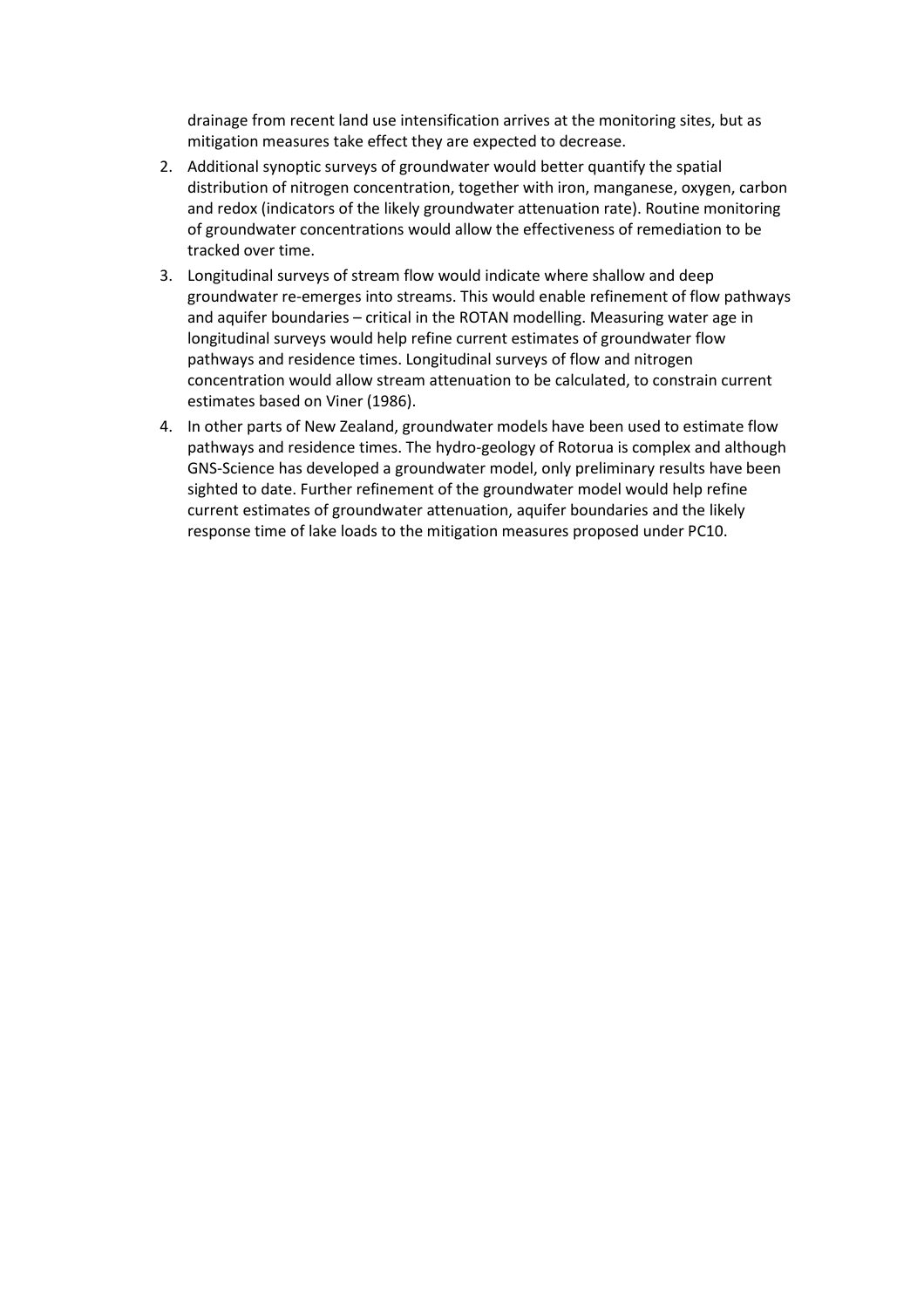drainage from recent land use intensification arrives at the monitoring sites, but as mitigation measures take effect they are expected to decrease.

2. Additional synoptic surveys of groundwater would better quantify the spatial distribution of nitrogen concentration, together with iron, manganese, oxygen, carbon and redox (indicators of the likely groundwater attenuation rate). Routine monitoring of groundwater concentrations would allow the effectiveness of remediation to be tracked over time.
3. Longitudinal surveys of stream flow would indicate where shallow and deep groundwater re-emerges into streams. This would enable refinement of flow pathways and aquifer boundaries – critical in the ROTAN modelling. Measuring water age in longitudinal surveys would help refine current estimates of groundwater flow pathways and residence times. Longitudinal surveys of flow and nitrogen concentration would allow stream attenuation to be calculated, to constrain current estimates based on Viner (1986).
4. In other parts of New Zealand, groundwater models have been used to estimate flow pathways and residence times. The hydro-geology of Rotorua is complex and although GNS-Science has developed a groundwater model, only preliminary results have been sighted to date. Further refinement of the groundwater model would help refine current estimates of groundwater attenuation, aquifer boundaries and the likely response time of lake loads to the mitigation measures proposed under PC10.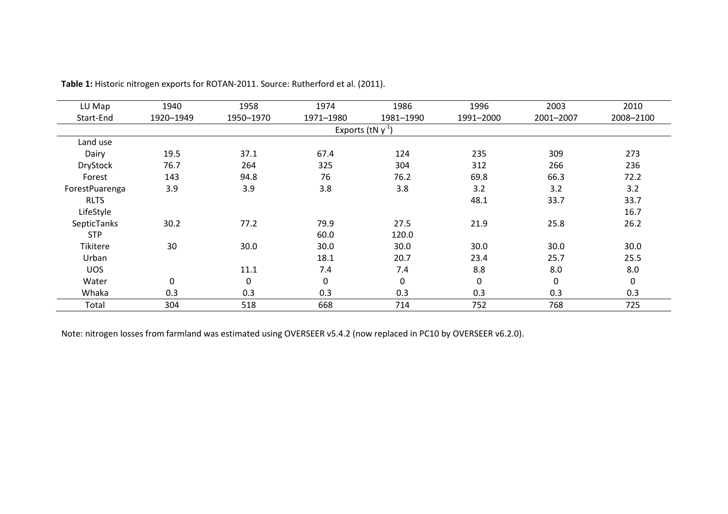**Table 1:** Historic nitrogen exports for ROTAN-2011. Source: Rutherford et al. (2011).

| LU Map | 1940 | 1958 | 1974 | 1986 | 1996 | 2003 | 2010 |
|---|---|---|---|---|---|---|---|
| Start-End | 1920–1949 | 1950–1970 | 1971–1980 | 1981–1990 | 1991–2000 | 2001–2007 | 2008–2100 |
| | | | | Exports (tN $y^{-1}$) | | | |
| Land use | | | | | | | |
| Dairy | 19.5 | 37.1 | 67.4 | 124 | 235 | 309 | 273 |
| DryStock | 76.7 | 264 | 325 | 304 | 312 | 266 | 236 |
| Forest | 143 | 94.8 | 76 | 76.2 | 69.8 | 66.3 | 72.2 |
| ForestPuarenga | 3.9 | 3.9 | 3.8 | 3.8 | 3.2 | 3.2 | 3.2 |
| RLTS | | | | | 48.1 | 33.7 | 33.7 |
| LifeStyle | | | | | | | 16.7 |
| SepticTanks | 30.2 | 77.2 | 79.9 | 27.5 | 21.9 | 25.8 | 26.2 |
| STP | | | 60.0 | 120.0 | | | |
| Tikitere | 30 | 30.0 | 30.0 | 30.0 | 30.0 | 30.0 | 30.0 |
| Urban | | | 18.1 | 20.7 | 23.4 | 25.7 | 25.5 |
| UOS | | 11.1 | 7.4 | 7.4 | 8.8 | 8.0 | 8.0 |
| Water | 0 | 0 | 0 | 0 | 0 | 0 | 0 |
| Whaka | 0.3 | 0.3 | 0.3 | 0.3 | 0.3 | 0.3 | 0.3 |
| Total | 304 | 518 | 668 | 714 | 752 | 768 | 725 |

Note: nitrogen losses from farmland was estimated using OVERSEER v5.4.2 (now replaced in PC10 by OVERSEER v6.2.0).